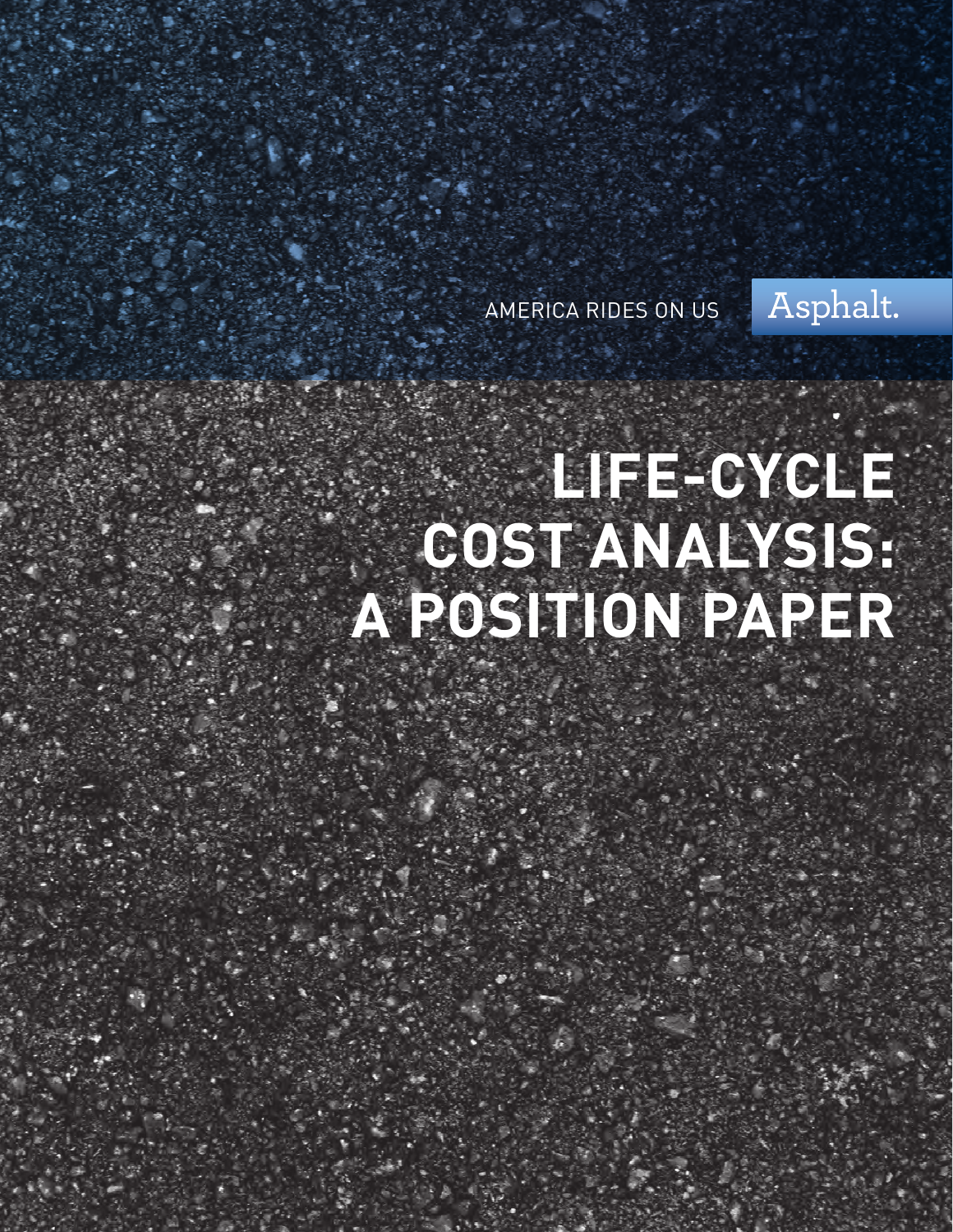AMERICA RIDES ON US Asphalt.

# LIFE-CYCLE COST ANALYSIS: A POSITION PAPER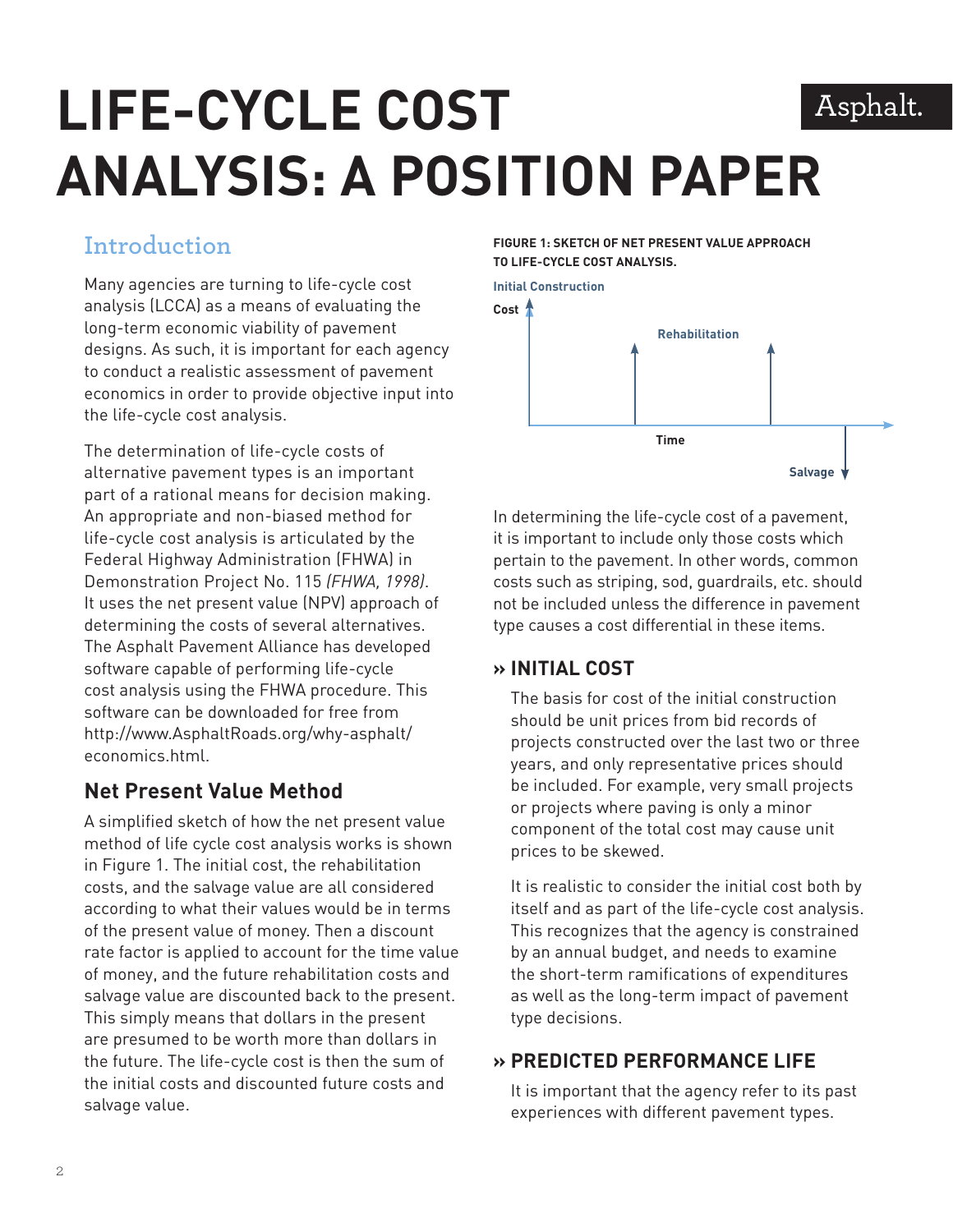# LIFE-CYCLE COST ANALYSIS: A POSITION PAPER

## Introduction

Many agencies are turning to life-cycle cost analysis (LCCA) as a means of evaluating the long-term economic viability of pavement designs. As such, it is important for each agency to conduct a realistic assessment of pavement economics in order to provide objective input into the life-cycle cost analysis.

The determination of life-cycle costs of alternative pavement types is an important part of a rational means for decision making. An appropriate and non-biased method for life-cycle cost analysis is articulated by the Federal Highway Administration (FHWA) in Demonstration Project No. 115 *(FHWA, 1998)*. It uses the net present value (NPV) approach of determining the costs of several alternatives. The Asphalt Pavement Alliance has developed software capable of performing life-cycle cost analysis using the FHWA procedure. This software can be downloaded for free from http://www.AsphaltRoads.org/why-asphalt/economics.html.

### Net Present Value Method

A simplified sketch of how the net present value method of life cycle cost analysis works is shown in Figure 1. The initial cost, the rehabilitation costs, and the salvage value are all considered according to what their values would be in terms of the present value of money. Then a discount rate factor is applied to account for the time value of money, and the future rehabilitation costs and salvage value are discounted back to the present. This simply means that dollars in the present are presumed to be worth more than dollars in the future. The life-cycle cost is then the sum of the initial costs and discounted future costs and salvage value.

**FIGURE 1: SKETCH OF NET PRESENT VALUE APPROACH TO LIFE-CYCLE COST ANALYSIS.**

Initial Construction

Cost

Rehabilitation

Time

Salvage

In determining the life-cycle cost of a pavement, it is important to include only those costs which pertain to the pavement. In other words, common costs such as striping, sod, guardrails, etc. should not be included unless the difference in pavement type causes a cost differential in these items.

### » INITIAL COST

The basis for cost of the initial construction should be unit prices from bid records of projects constructed over the last two or three years, and only representative prices should be included. For example, very small projects or projects where paving is only a minor component of the total cost may cause unit prices to be skewed.

It is realistic to consider the initial cost both by itself and as part of the life-cycle cost analysis. This recognizes that the agency is constrained by an annual budget, and needs to examine the short-term ramifications of expenditures as well as the long-term impact of pavement type decisions.

### » PREDICTED PERFORMANCE LIFE

It is important that the agency refer to its past experiences with different pavement types.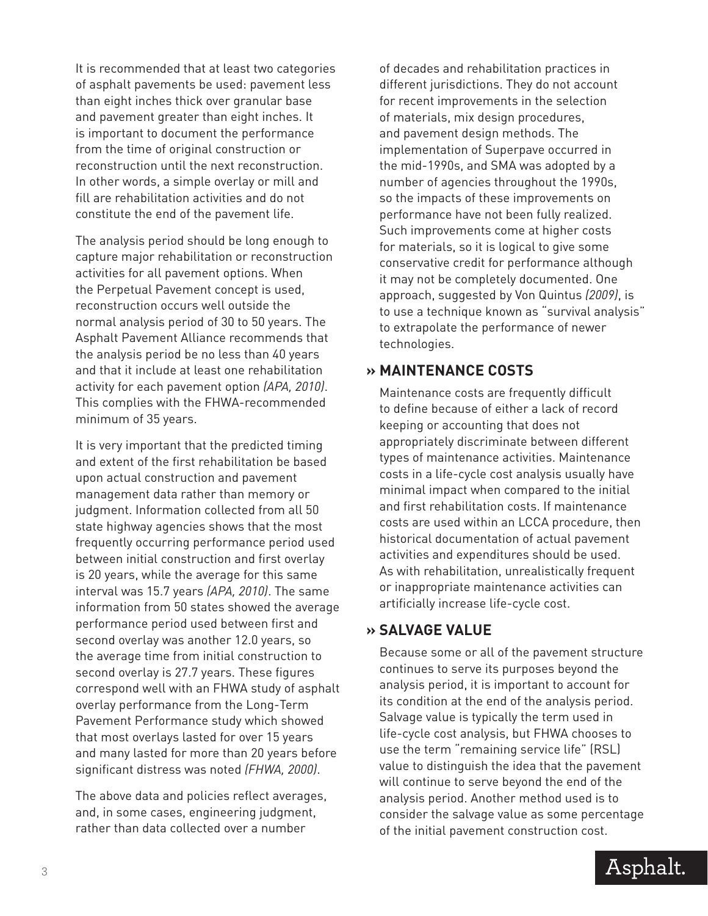It is recommended that at least two categories of asphalt pavements be used: pavement less than eight inches thick over granular base and pavement greater than eight inches. It is important to document the performance from the time of original construction or reconstruction until the next reconstruction. In other words, a simple overlay or mill and fill are rehabilitation activities and do not constitute the end of the pavement life.

The analysis period should be long enough to capture major rehabilitation or reconstruction activities for all pavement options. When the Perpetual Pavement concept is used, reconstruction occurs well outside the normal analysis period of 30 to 50 years. The Asphalt Pavement Alliance recommends that the analysis period be no less than 40 years and that it include at least one rehabilitation activity for each pavement option *(APA, 2010)*. This complies with the FHWA-recommended minimum of 35 years.

It is very important that the predicted timing and extent of the first rehabilitation be based upon actual construction and pavement management data rather than memory or judgment. Information collected from all 50 state highway agencies shows that the most frequently occurring performance period used between initial construction and first overlay is 20 years, while the average for this same interval was 15.7 years *(APA, 2010)*. The same information from 50 states showed the average performance period used between first and second overlay was another 12.0 years, so the average time from initial construction to second overlay is 27.7 years. These figures correspond well with an FHWA study of asphalt overlay performance from the Long-Term Pavement Performance study which showed that most overlays lasted for over 15 years and many lasted for more than 20 years before significant distress was noted *(FHWA, 2000)*.

The above data and policies reflect averages, and, in some cases, engineering judgment, rather than data collected over a number of decades and rehabilitation practices in different jurisdictions. They do not account for recent improvements in the selection of materials, mix design procedures, and pavement design methods. The implementation of Superpave occurred in the mid-1990s, and SMA was adopted by a number of agencies throughout the 1990s, so the impacts of these improvements on performance have not been fully realized. Such improvements come at higher costs for materials, so it is logical to give some conservative credit for performance although it may not be completely documented. One approach, suggested by Von Quintus *(2009)*, is to use a technique known as "survival analysis" to extrapolate the performance of newer technologies.

## » MAINTENANCE COSTS

Maintenance costs are frequently difficult to define because of either a lack of record keeping or accounting that does not appropriately discriminate between different types of maintenance activities. Maintenance costs in a life-cycle cost analysis usually have minimal impact when compared to the initial and first rehabilitation costs. If maintenance costs are used within an LCCA procedure, then historical documentation of actual pavement activities and expenditures should be used. As with rehabilitation, unrealistically frequent or inappropriate maintenance activities can artificially increase life-cycle cost.

## » SALVAGE VALUE

Because some or all of the pavement structure continues to serve its purposes beyond the analysis period, it is important to account for its condition at the end of the analysis period. Salvage value is typically the term used in life-cycle cost analysis, but FHWA chooses to use the term "remaining service life" (RSL) value to distinguish the idea that the pavement will continue to serve beyond the end of the analysis period. Another method used is to consider the salvage value as some percentage of the initial pavement construction cost.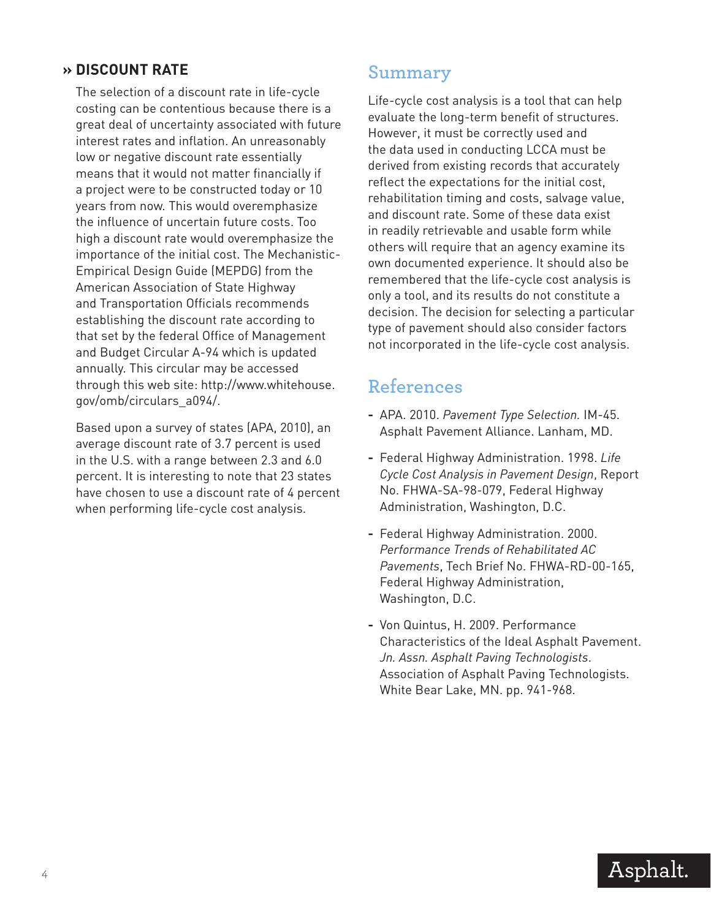### » DISCOUNT RATE

The selection of a discount rate in life-cycle costing can be contentious because there is a great deal of uncertainty associated with future interest rates and inflation. An unreasonably low or negative discount rate essentially means that it would not matter financially if a project were to be constructed today or 10 years from now. This would overemphasize the influence of uncertain future costs. Too high a discount rate would overemphasize the importance of the initial cost. The Mechanistic-Empirical Design Guide (MEPDG) from the American Association of State Highway and Transportation Officials recommends establishing the discount rate according to that set by the federal Office of Management and Budget Circular A-94 which is updated annually. This circular may be accessed through this web site: http://www.whitehouse.gov/omb/circulars_a094/.

Based upon a survey of states (APA, 2010), an average discount rate of 3.7 percent is used in the U.S. with a range between 2.3 and 6.0 percent. It is interesting to note that 23 states have chosen to use a discount rate of 4 percent when performing life-cycle cost analysis.

## Summary

Life-cycle cost analysis is a tool that can help evaluate the long-term benefit of structures. However, it must be correctly used and the data used in conducting LCCA must be derived from existing records that accurately reflect the expectations for the initial cost, rehabilitation timing and costs, salvage value, and discount rate. Some of these data exist in readily retrievable and usable form while others will require that an agency examine its own documented experience. It should also be remembered that the life-cycle cost analysis is only a tool, and its results do not constitute a decision. The decision for selecting a particular type of pavement should also consider factors not incorporated in the life-cycle cost analysis.

## References

- APA. 2010. *Pavement Type Selection.* IM-45. Asphalt Pavement Alliance. Lanham, MD.
- Federal Highway Administration. 1998. *Life Cycle Cost Analysis in Pavement Design*, Report No. FHWA-SA-98-079, Federal Highway Administration, Washington, D.C.
- Federal Highway Administration. 2000. *Performance Trends of Rehabilitated AC Pavements*, Tech Brief No. FHWA-RD-00-165, Federal Highway Administration, Washington, D.C.
- Von Quintus, H. 2009. Performance Characteristics of the Ideal Asphalt Pavement. *Jn. Assn. Asphalt Paving Technologists*. Association of Asphalt Paving Technologists. White Bear Lake, MN. pp. 941-968.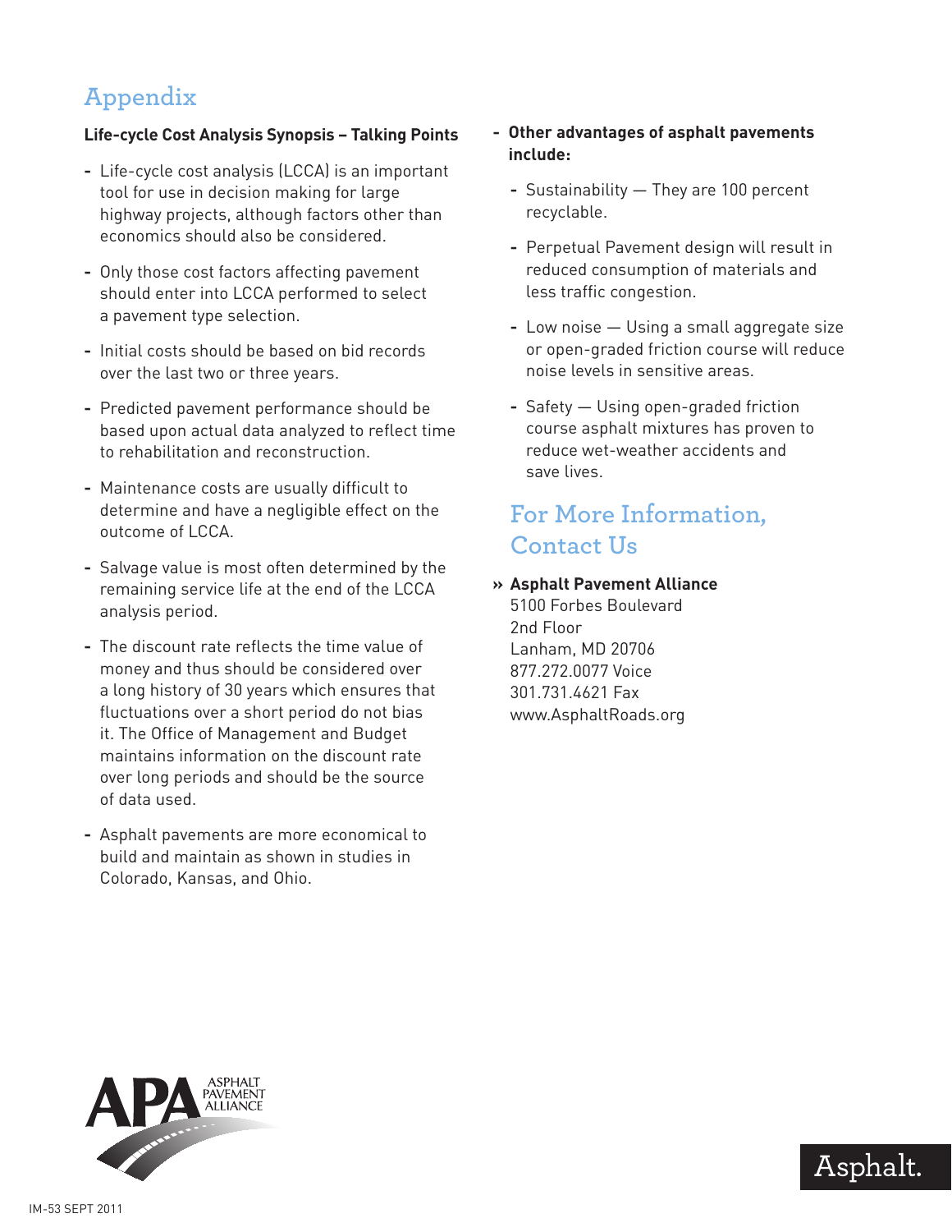# Appendix

### Life-cycle Cost Analysis Synopsis – Talking Points

- Life-cycle cost analysis (LCCA) is an important tool for use in decision making for large highway projects, although factors other than economics should also be considered.
- Only those cost factors affecting pavement should enter into LCCA performed to select a pavement type selection.
- Initial costs should be based on bid records over the last two or three years.
- Predicted pavement performance should be based upon actual data analyzed to reflect time to rehabilitation and reconstruction.
- Maintenance costs are usually difficult to determine and have a negligible effect on the outcome of LCCA.
- Salvage value is most often determined by the remaining service life at the end of the LCCA analysis period.
- The discount rate reflects the time value of money and thus should be considered over a long history of 30 years which ensures that fluctuations over a short period do not bias it. The Office of Management and Budget maintains information on the discount rate over long periods and should be the source of data used.
- Asphalt pavements are more economical to build and maintain as shown in studies in Colorado, Kansas, and Ohio.
- **Other advantages of asphalt pavements include:**
  - Sustainability — They are 100 percent recyclable.
  - Perpetual Pavement design will result in reduced consumption of materials and less traffic congestion.
  - Low noise — Using a small aggregate size or open-graded friction course will reduce noise levels in sensitive areas.
  - Safety — Using open-graded friction course asphalt mixtures has proven to reduce wet-weather accidents and save lives.

## For More Information, Contact Us

» **Asphalt Pavement Alliance**
5100 Forbes Boulevard
2nd Floor
Lanham, MD 20706
877.272.0077 Voice
301.731.4621 Fax
www.AsphaltRoads.org

APA ASPHALT PAVEMENT ALLIANCE

Asphalt.

IM-53 SEPT 2011